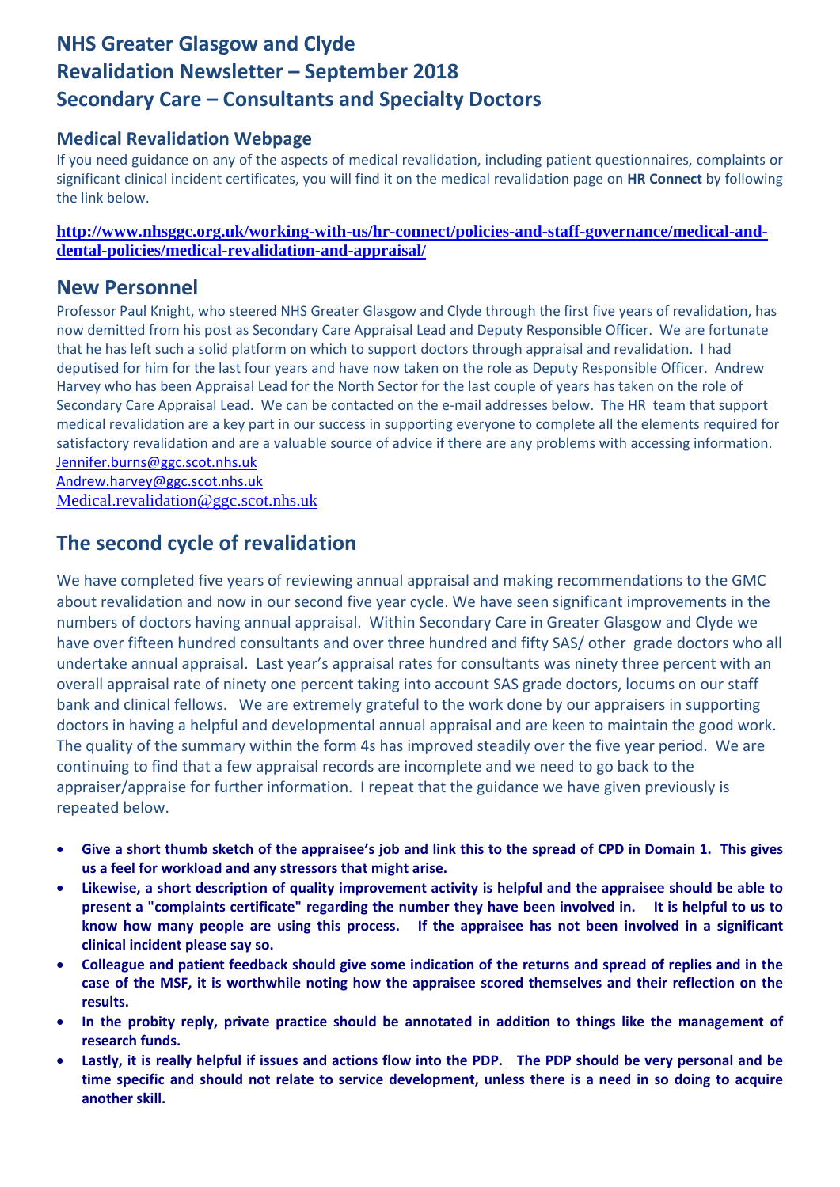# NHS Greater Glasgow and Clyde
# Revalidation Newsletter – September 2018
# Secondary Care – Consultants and Specialty Doctors

### Medical Revalidation Webpage

If you need guidance on any of the aspects of medical revalidation, including patient questionnaires, complaints or significant clinical incident certificates, you will find it on the medical revalidation page on **HR Connect** by following the link below.

**http://www.nhsggc.org.uk/working-with-us/hr-connect/policies-and-staff-governance/medical-and-dental-policies/medical-revalidation-and-appraisal/**

## New Personnel

Professor Paul Knight, who steered NHS Greater Glasgow and Clyde through the first five years of revalidation, has now demitted from his post as Secondary Care Appraisal Lead and Deputy Responsible Officer. We are fortunate that he has left such a solid platform on which to support doctors through appraisal and revalidation. I had deputised for him for the last four years and have now taken on the role as Deputy Responsible Officer. Andrew Harvey who has been Appraisal Lead for the North Sector for the last couple of years has taken on the role of Secondary Care Appraisal Lead. We can be contacted on the e-mail addresses below. The HR team that support medical revalidation are a key part in our success in supporting everyone to complete all the elements required for satisfactory revalidation and are a valuable source of advice if there are any problems with accessing information.

Jennifer.burns@ggc.scot.nhs.uk
Andrew.harvey@ggc.scot.nhs.uk
Medical.revalidation@ggc.scot.nhs.uk

## The second cycle of revalidation

We have completed five years of reviewing annual appraisal and making recommendations to the GMC about revalidation and now in our second five year cycle. We have seen significant improvements in the numbers of doctors having annual appraisal. Within Secondary Care in Greater Glasgow and Clyde we have over fifteen hundred consultants and over three hundred and fifty SAS/ other grade doctors who all undertake annual appraisal. Last year's appraisal rates for consultants was ninety three percent with an overall appraisal rate of ninety one percent taking into account SAS grade doctors, locums on our staff bank and clinical fellows. We are extremely grateful to the work done by our appraisers in supporting doctors in having a helpful and developmental annual appraisal and are keen to maintain the good work. The quality of the summary within the form 4s has improved steadily over the five year period. We are continuing to find that a few appraisal records are incomplete and we need to go back to the appraiser/apprase for further information. I repeat that the guidance we have given previously is repeated below.

- **Give a short thumb sketch of the appraisee's job and link this to the spread of CPD in Domain 1. This gives us a feel for workload and any stressors that might arise.**
- **Likewise, a short description of quality improvement activity is helpful and the appraisee should be able to present a "complaints certificate" regarding the number they have been involved in. It is helpful to us to know how many people are using this process. If the appraisee has not been involved in a significant clinical incident please say so.**
- **Colleague and patient feedback should give some indication of the returns and spread of replies and in the case of the MSF, it is worthwhile noting how the appraisee scored themselves and their reflection on the results.**
- **In the probity reply, private practice should be annotated in addition to things like the management of research funds.**
- **Lastly, it is really helpful if issues and actions flow into the PDP. The PDP should be very personal and be time specific and should not relate to service development, unless there is a need in so doing to acquire another skill.**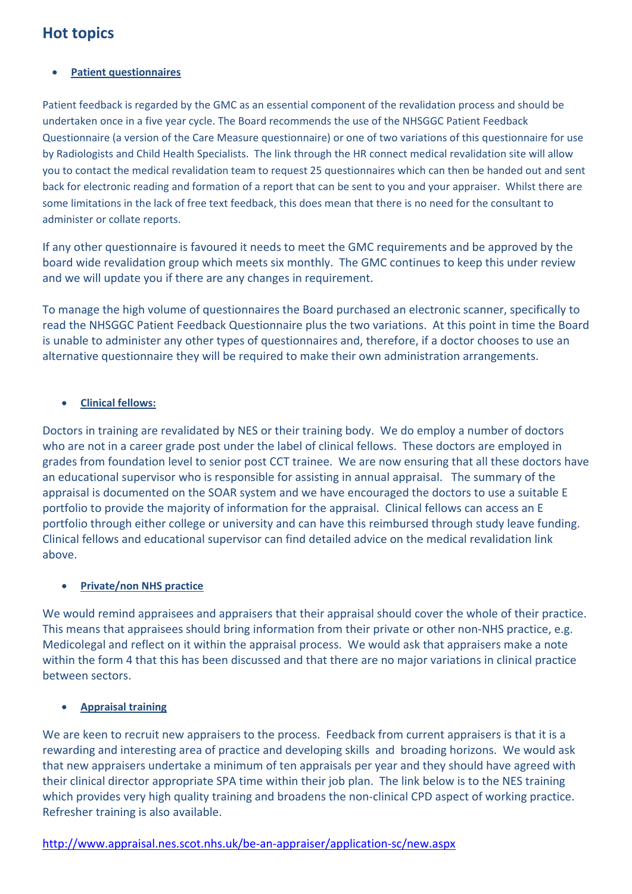## Hot topics

- **Patient questionnaires**

Patient feedback is regarded by the GMC as an essential component of the revalidation process and should be undertaken once in a five year cycle. The Board recommends the use of the NHSGGC Patient Feedback Questionnaire (a version of the Care Measure questionnaire) or one of two variations of this questionnaire for use by Radiologists and Child Health Specialists. The link through the HR connect medical revalidation site will allow you to contact the medical revalidation team to request 25 questionnaires which can then be handed out and sent back for electronic reading and formation of a report that can be sent to you and your appraiser. Whilst there are some limitations in the lack of free text feedback, this does mean that there is no need for the consultant to administer or collate reports.

If any other questionnaire is favoured it needs to meet the GMC requirements and be approved by the board wide revalidation group which meets six monthly. The GMC continues to keep this under review and we will update you if there are any changes in requirement.

To manage the high volume of questionnaires the Board purchased an electronic scanner, specifically to read the NHSGGC Patient Feedback Questionnaire plus the two variations. At this point in time the Board is unable to administer any other types of questionnaires and, therefore, if a doctor chooses to use an alternative questionnaire they will be required to make their own administration arrangements.

- **Clinical fellows:**

Doctors in training are revalidated by NES or their training body. We do employ a number of doctors who are not in a career grade post under the label of clinical fellows. These doctors are employed in grades from foundation level to senior post CCT trainee. We are now ensuring that all these doctors have an educational supervisor who is responsible for assisting in annual appraisal. The summary of the appraisal is documented on the SOAR system and we have encouraged the doctors to use a suitable E portfolio to provide the majority of information for the appraisal. Clinical fellows can access an E portfolio through either college or university and can have this reimbursed through study leave funding. Clinical fellows and educational supervisor can find detailed advice on the medical revalidation link above.

- **Private/non NHS practice**

We would remind appraisees and appraisers that their appraisal should cover the whole of their practice. This means that appraisees should bring information from their private or other non-NHS practice, e.g. Medicolegal and reflect on it within the appraisal process. We would ask that appraisers make a note within the form 4 that this has been discussed and that there are no major variations in clinical practice between sectors.

- **Appraisal training**

We are keen to recruit new appraisers to the process. Feedback from current appraisers is that it is a rewarding and interesting area of practice and developing skills and broading horizons. We would ask that new appraisers undertake a minimum of ten appraisals per year and they should have agreed with their clinical director appropriate SPA time within their job plan. The link below is to the NES training which provides very high quality training and broadens the non-clinical CPD aspect of working practice. Refresher training is also available.

http://www.appraisal.nes.scot.nhs.uk/be-an-appraiser/application-sc/new.aspx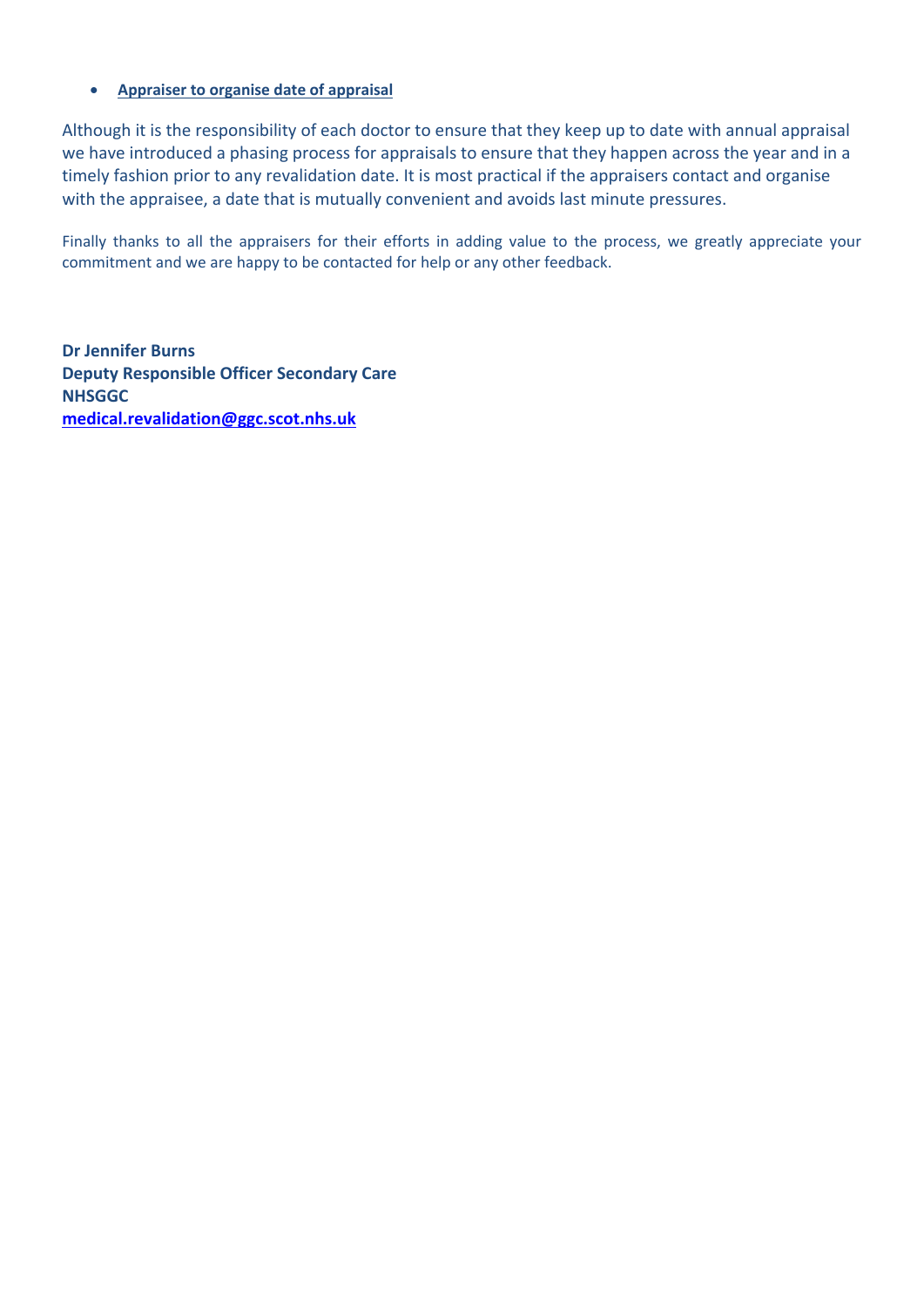- **Appraiser to organise date of appraisal**

Although it is the responsibility of each doctor to ensure that they keep up to date with annual appraisal we have introduced a phasing process for appraisals to ensure that they happen across the year and in a timely fashion prior to any revalidation date. It is most practical if the appraisers contact and organise with the appraisee, a date that is mutually convenient and avoids last minute pressures.

Finally thanks to all the appraisers for their efforts in adding value to the process, we greatly appreciate your commitment and we are happy to be contacted for help or any other feedback.

**Dr Jennifer Burns**
**Deputy Responsible Officer Secondary Care**
**NHSGGC**
**medical.revalidation@ggc.scot.nhs.uk**